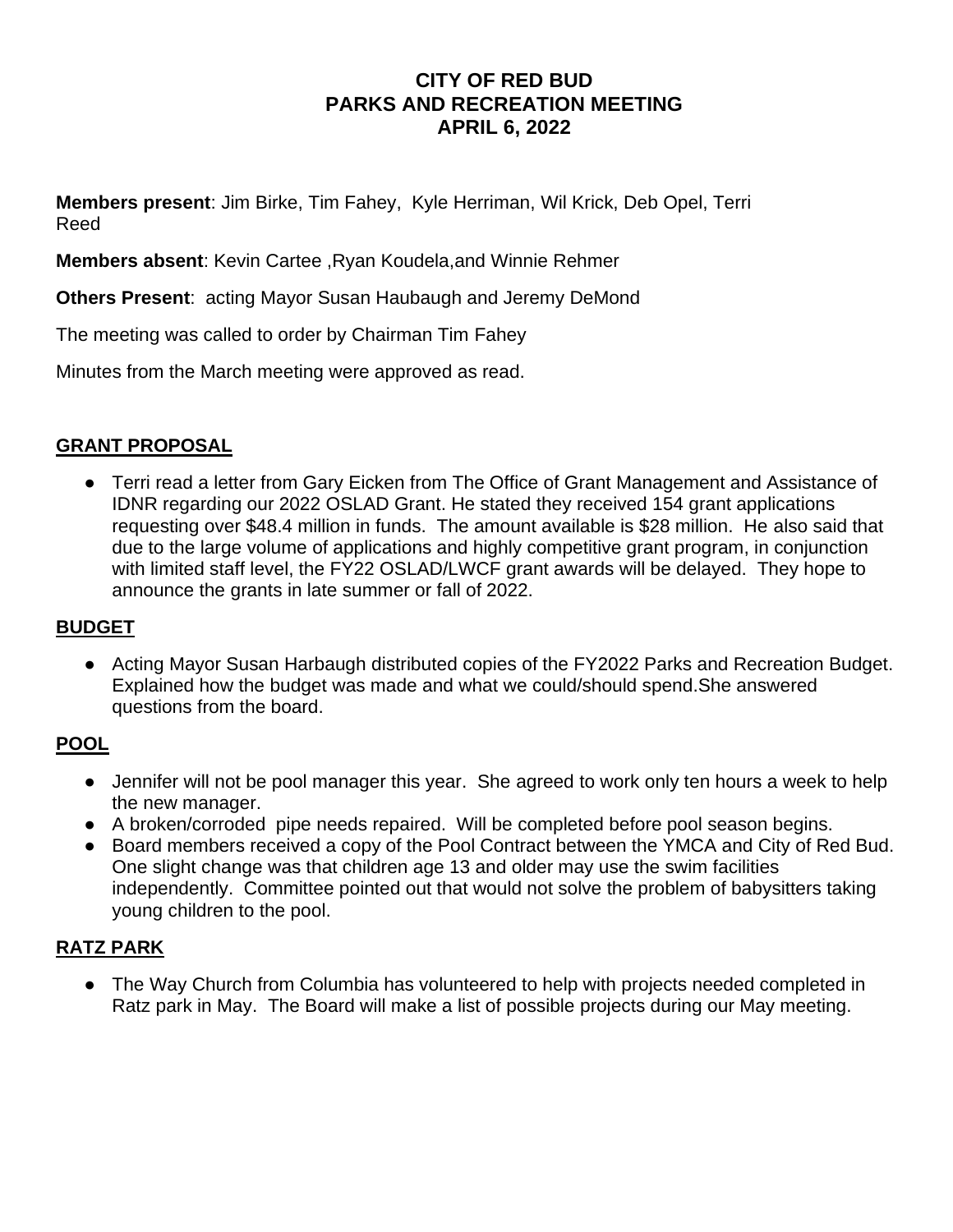# CITY OF RED BUD
# PARKS AND RECREATION MEETING
# APRIL 6, 2022

**Members present**: Jim Birke, Tim Fahey, Kyle Herriman, Wil Krick, Deb Opel, Terri Reed

**Members absent**: Kevin Cartee ,Ryan Koudela,and Winnie Rehmer

**Others Present**: acting Mayor Susan Haubaugh and Jeremy DeMond

The meeting was called to order by Chairman Tim Fahey

Minutes from the March meeting were approved as read.

## GRANT PROPOSAL

- Terri read a letter from Gary Eicken from The Office of Grant Management and Assistance of IDNR regarding our 2022 OSLAD Grant. He stated they received 154 grant applications requesting over $48.4 million in funds. The amount available is $28 million. He also said that due to the large volume of applications and highly competitive grant program, in conjunction with limited staff level, the FY22 OSLAD/LWCF grant awards will be delayed. They hope to announce the grants in late summer or fall of 2022.

## BUDGET

- Acting Mayor Susan Harbaugh distributed copies of the FY2022 Parks and Recreation Budget. Explained how the budget was made and what we could/should spend.She answered questions from the board.

## POOL

- Jennifer will not be pool manager this year. She agreed to work only ten hours a week to help the new manager.
- A broken/corroded pipe needs repaired. Will be completed before pool season begins.
- Board members received a copy of the Pool Contract between the YMCA and City of Red Bud. One slight change was that children age 13 and older may use the swim facilities independently. Committee pointed out that would not solve the problem of babysitters taking young children to the pool.

## RATZ PARK

- The Way Church from Columbia has volunteered to help with projects needed completed in Ratz park in May. The Board will make a list of possible projects during our May meeting.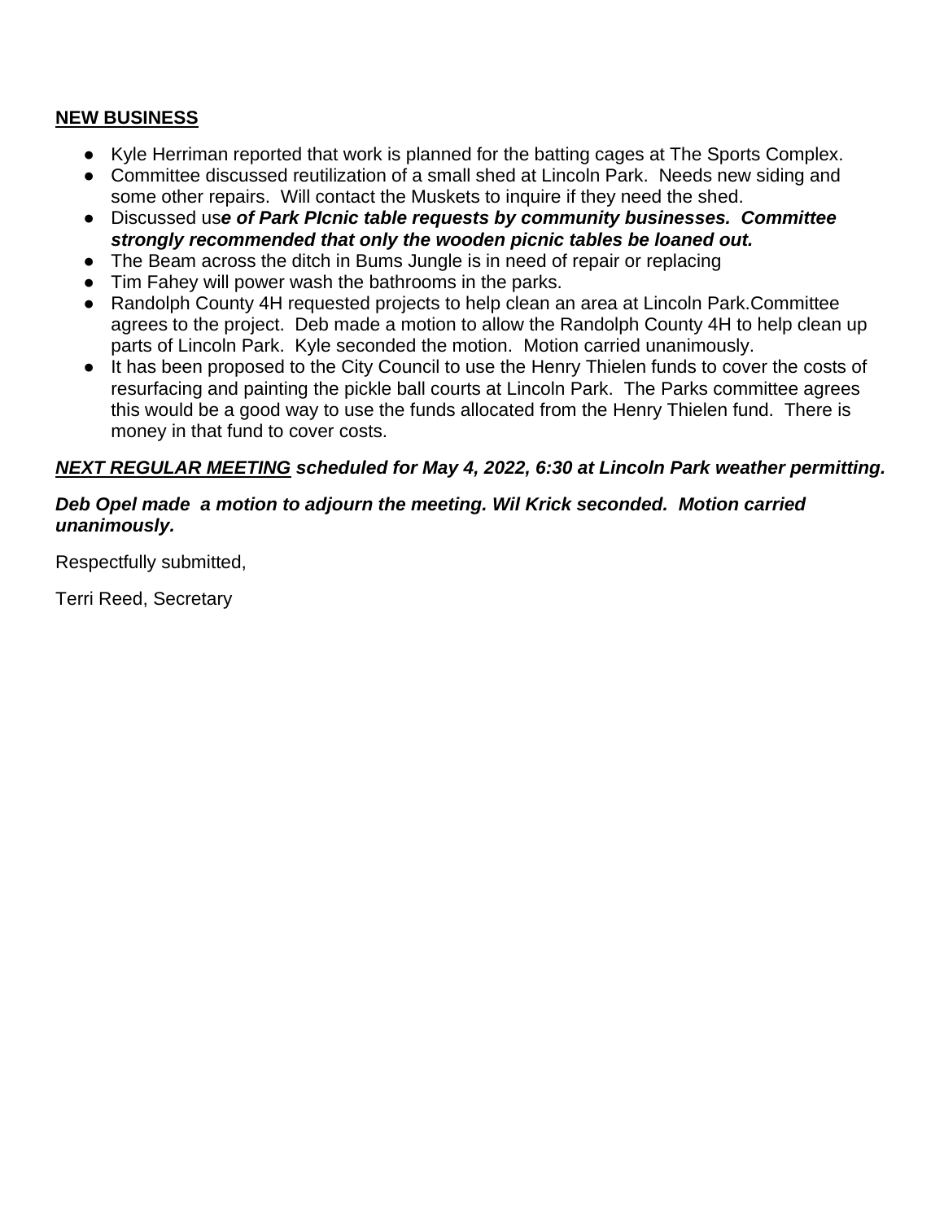**NEW BUSINESS**

- Kyle Herriman reported that work is planned for the batting cages at The Sports Complex.
- Committee discussed reutilization of a small shed at Lincoln Park. Needs new siding and some other repairs. Will contact the Muskets to inquire if they need the shed.
- Discussed us***e of Park PIcnic table requests by community businesses. Committee strongly recommended that only the wooden picnic tables be loaned out.***
- The Beam across the ditch in Bums Jungle is in need of repair or replacing
- Tim Fahey will power wash the bathrooms in the parks.
- Randolph County 4H requested projects to help clean an area at Lincoln Park.Committee agrees to the project. Deb made a motion to allow the Randolph County 4H to help clean up parts of Lincoln Park. Kyle seconded the motion. Motion carried unanimously.
- It has been proposed to the City Council to use the Henry Thielen funds to cover the costs of resurfacing and painting the pickle ball courts at Lincoln Park. The Parks committee agrees this would be a good way to use the funds allocated from the Henry Thielen fund. There is money in that fund to cover costs.

***NEXT REGULAR MEETING scheduled for May 4, 2022, 6:30 at Lincoln Park weather permitting.***

***Deb Opel made a motion to adjourn the meeting. Wil Krick seconded. Motion carried unanimously.***

Respectfully submitted,

Terri Reed, Secretary